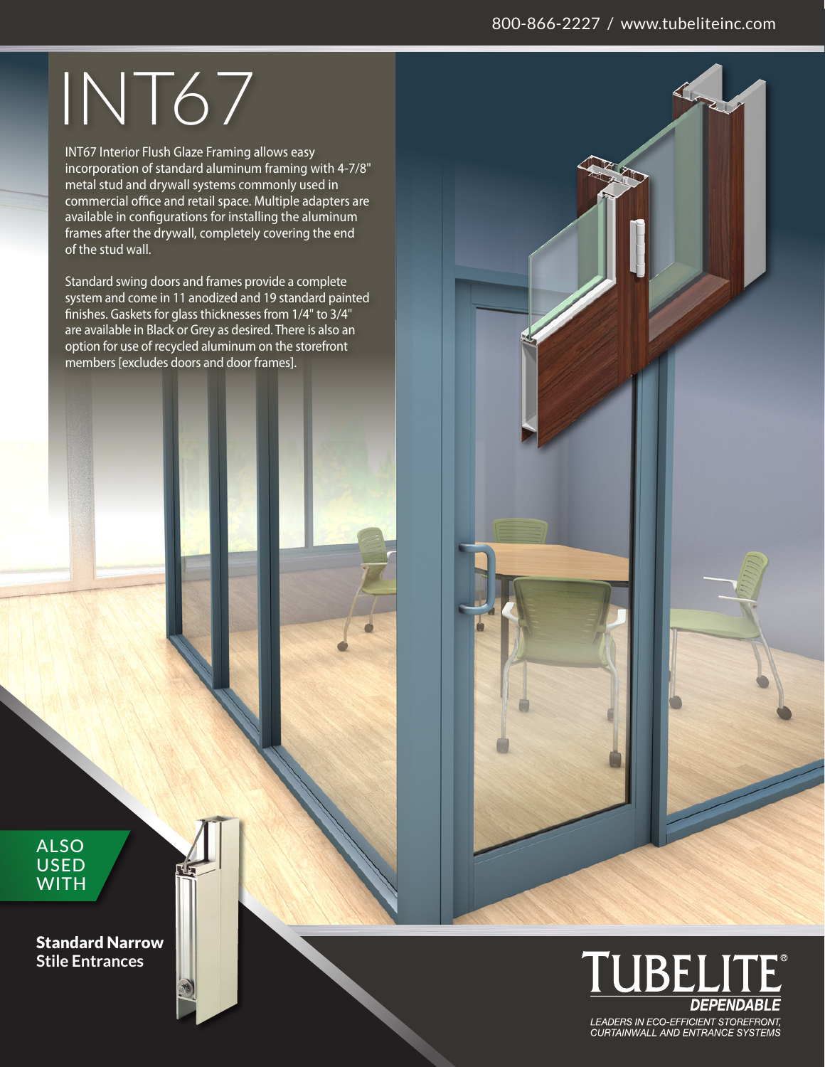800-866-2227 / www.tubeliteinc.com

# INT67

INT67 Interior Flush Glaze Framing allows easy incorporation of standard aluminum framing with 4-7/8" metal stud and drywall systems commonly used in commercial office and retail space. Multiple adapters are available in configurations for installing the aluminum frames after the drywall, completely covering the end of the stud wall.

Standard swing doors and frames provide a complete system and come in 11 anodized and 19 standard painted finishes. Gaskets for glass thicknesses from 1/4" to 3/4" are available in Black or Grey as desired. There is also an option for use of recycled aluminum on the storefront members [excludes doors and door frames].

ALSO USED WITH

**Standard Narrow Stile Entrances**

TUBELITE®
*DEPENDABLE*

*LEADERS IN ECO-EFFICIENT STOREFRONT, CURTAINWALL AND ENTRANCE SYSTEMS*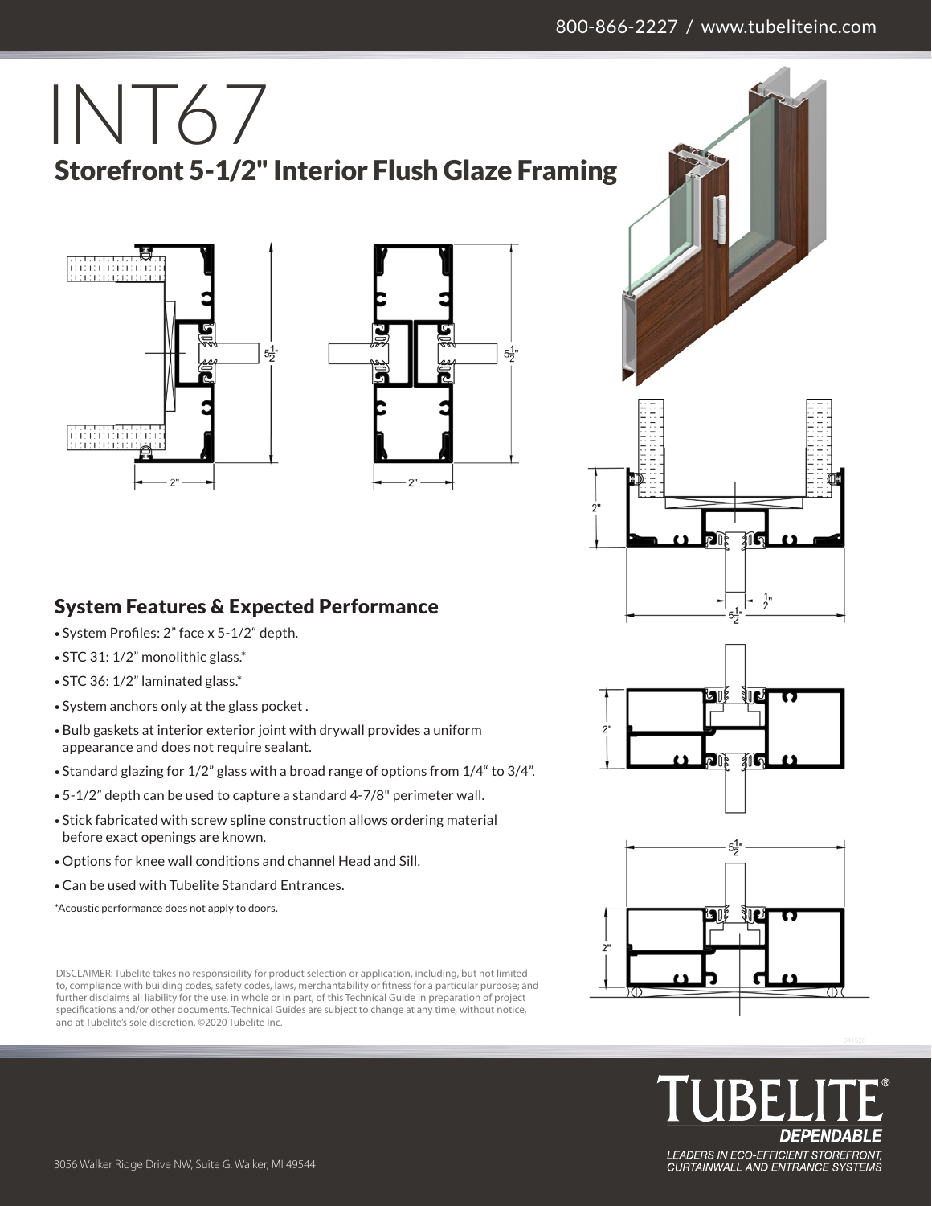# INT67

## Storefront 5-1/2" Interior Flush Glaze Framing

## System Features & Expected Performance

- System Profiles: 2" face x 5-1/2" depth.
- STC 31: 1/2" monolithic glass.*
- STC 36: 1/2" laminated glass.*
- System anchors only at the glass pocket .
- Bulb gaskets at interior exterior joint with drywall provides a uniform appearance and does not require sealant.
- Standard glazing for 1/2" glass with a broad range of options from 1/4" to 3/4".
- 5-1/2" depth can be used to capture a standard 4-7/8" perimeter wall.
- Stick fabricated with screw spline construction allows ordering material before exact openings are known.
- Options for knee wall conditions and channel Head and Sill.
- Can be used with Tubelite Standard Entrances.

*Acoustic performance does not apply to doors.

DISCLAIMER: Tubelite takes no responsibility for product selection or application, including, but not limited to, compliance with building codes, safety codes, laws, merchantability or fitness for a particular purpose; and further disclaims all liability for the use, in whole or in part, of this Technical Guide in preparation of project specifications and/or other documents. Technical Guides are subject to change at any time, without notice, and at Tubelite's sole discretion. ©2020 Tubelite Inc.

3056 Walker Ridge Drive NW, Suite G, Walker, MI 49544

TUBELITE® DEPENDABLE

LEADERS IN ECO-EFFICIENT STOREFRONT, CURTAINWALL AND ENTRANCE SYSTEMS